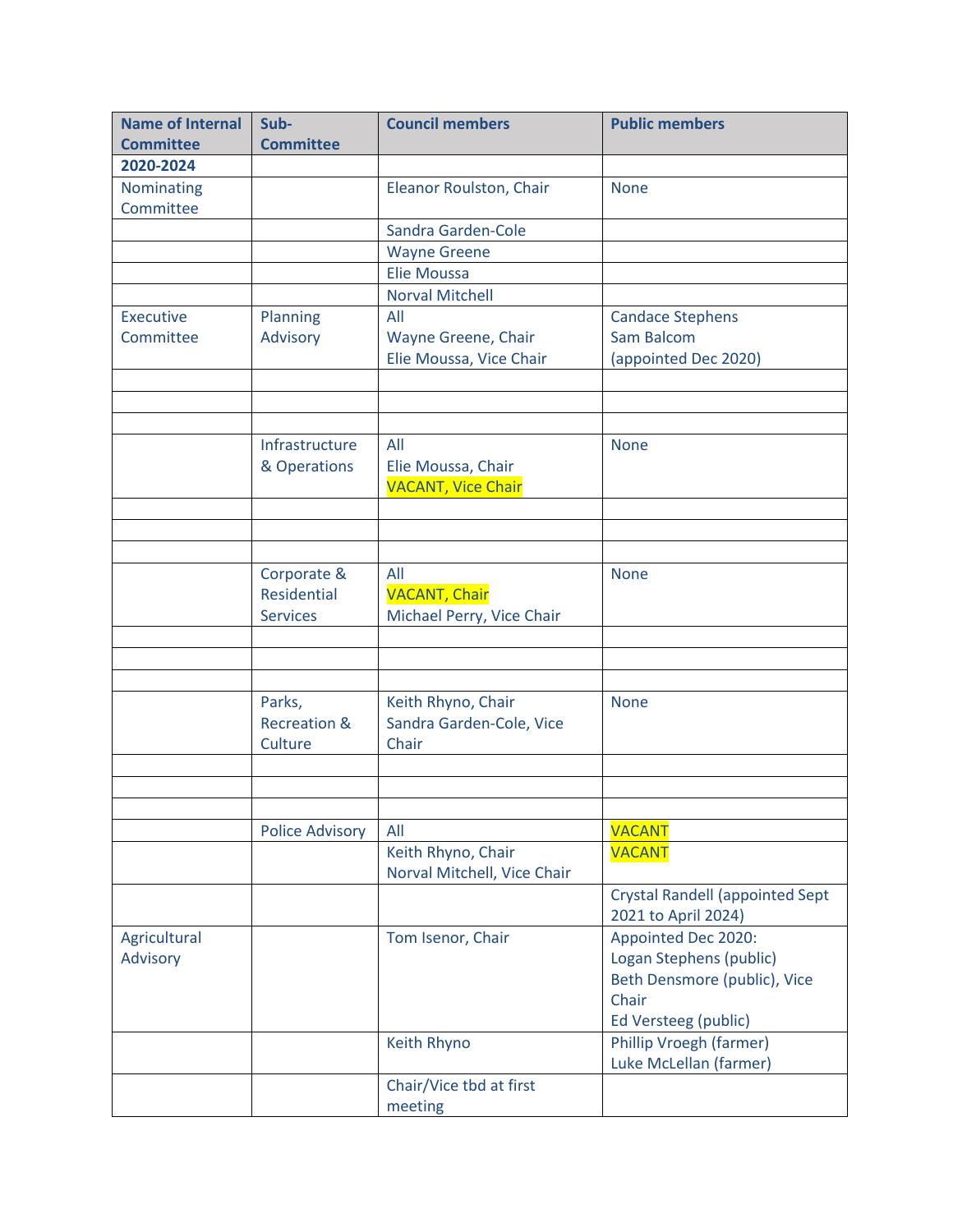| Name of Internal Committee | Sub-Committee | Council members | Public members |
|---|---|---|---|
| **2020-2024** | | | |
| Nominating Committee | | Eleanor Roulston, Chair | None |
| | | Sandra Garden-Cole | |
| | | Wayne Greene | |
| | | Elie Moussa | |
| | | Norval Mitchell | |
| Executive Committee | Planning Advisory | All<br>Wayne Greene, Chair<br>Elie Moussa, Vice Chair | Candace Stephens<br>Sam Balcom<br>(appointed Dec 2020) |
| | | | |
| | | | |
| | | | |
| | Infrastructure & Operations | All<br>Elie Moussa, Chair<br>VACANT, Vice Chair | None |
| | | | |
| | | | |
| | | | |
| | Corporate & Residential Services | All<br>VACANT, Chair<br>Michael Perry, Vice Chair | None |
| | | | |
| | | | |
| | | | |
| | Parks, Recreation & Culture | Keith Rhyno, Chair<br>Sandra Garden-Cole, Vice Chair | None |
| | | | |
| | | | |
| | | | |
| | Police Advisory | All | VACANT |
| | | Keith Rhyno, Chair<br>Norval Mitchell, Vice Chair | VACANT |
| | | | Crystal Randell (appointed Sept 2021 to April 2024) |
| Agricultural Advisory | | Tom Isenor, Chair | Appointed Dec 2020:<br>Logan Stephens (public)<br>Beth Densmore (public), Vice Chair<br>Ed Versteeg (public) |
| | | Keith Rhyno | Phillip Vroegh (farmer)<br>Luke McLellan (farmer) |
| | | Chair/Vice tbd at first meeting | |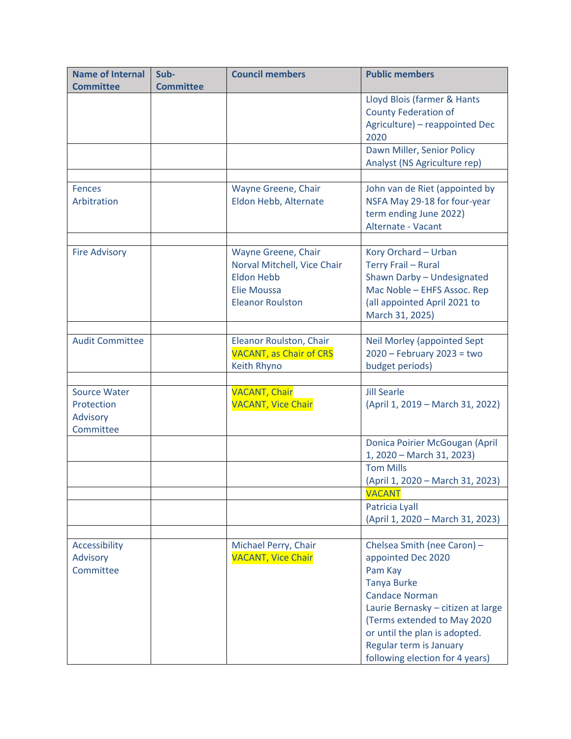| Name of Internal Committee | Sub-Committee | Council members | Public members |
|---|---|---|---|
| | | | Lloyd Blois (farmer & Hants County Federation of Agriculture) – reappointed Dec 2020 |
| | | | Dawn Miller, Senior Policy Analyst (NS Agriculture rep) |
| | | | |
| Fences Arbitration | | Wayne Greene, Chair<br>Eldon Hebb, Alternate | John van de Riet (appointed by NSFA May 29-18 for four-year term ending June 2022)<br>Alternate - Vacant |
| | | | |
| Fire Advisory | | Wayne Greene, Chair<br>Norval Mitchell, Vice Chair<br>Eldon Hebb<br>Elie Moussa<br>Eleanor Roulston | Kory Orchard – Urban<br>Terry Frail – Rural<br>Shawn Darby – Undesignated<br>Mac Noble – EHFS Assoc. Rep<br>(all appointed April 2021 to March 31, 2025) |
| | | | |
| Audit Committee | | Eleanor Roulston, Chair<br>VACANT, as Chair of CRS<br>Keith Rhyno | Neil Morley (appointed Sept 2020 – February 2023 = two budget periods) |
| | | | |
| Source Water Protection Advisory Committee | | VACANT, Chair<br>VACANT, Vice Chair | Jill Searle<br>(April 1, 2019 – March 31, 2022) |
| | | | Donica Poirier McGougan (April 1, 2020 – March 31, 2023) |
| | | | Tom Mills<br>(April 1, 2020 – March 31, 2023) |
| | | | VACANT |
| | | | Patricia Lyall<br>(April 1, 2020 – March 31, 2023) |
| | | | |
| Accessibility Advisory Committee | | Michael Perry, Chair<br>VACANT, Vice Chair | Chelsea Smith (nee Caron) – appointed Dec 2020<br>Pam Kay<br>Tanya Burke<br>Candace Norman<br>Laurie Bernasky – citizen at large<br>(Terms extended to May 2020 or until the plan is adopted. Regular term is January following election for 4 years) |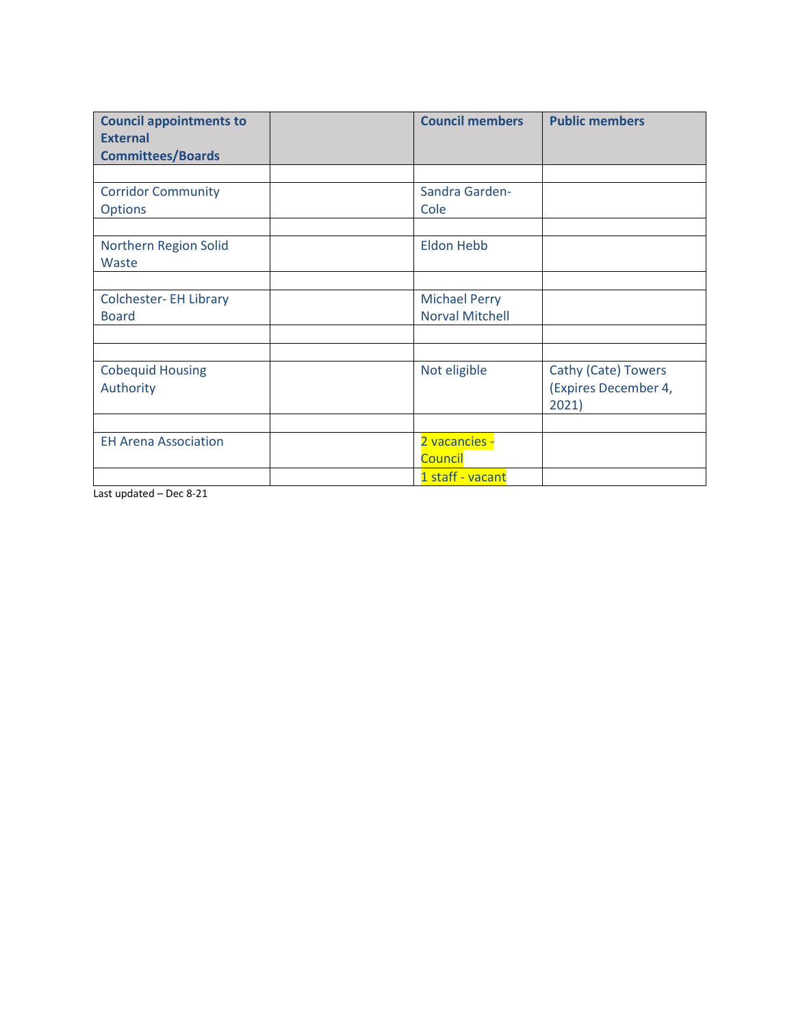| Council appointments to External Committees/Boards | | Council members | Public members |
|---|---|---|---|
| | | | |
| Corridor Community Options | | Sandra Garden-Cole | |
| | | | |
| Northern Region Solid Waste | | Eldon Hebb | |
| | | | |
| Colchester- EH Library Board | | Michael Perry<br>Norval Mitchell | |
| | | | |
| | | | |
| Cobequid Housing Authority | | Not eligible | Cathy (Cate) Towers (Expires December 4, 2021) |
| | | | |
| EH Arena Association | | 2 vacancies - Council | |
| | | 1 staff - vacant | |

Last updated – Dec 8-21